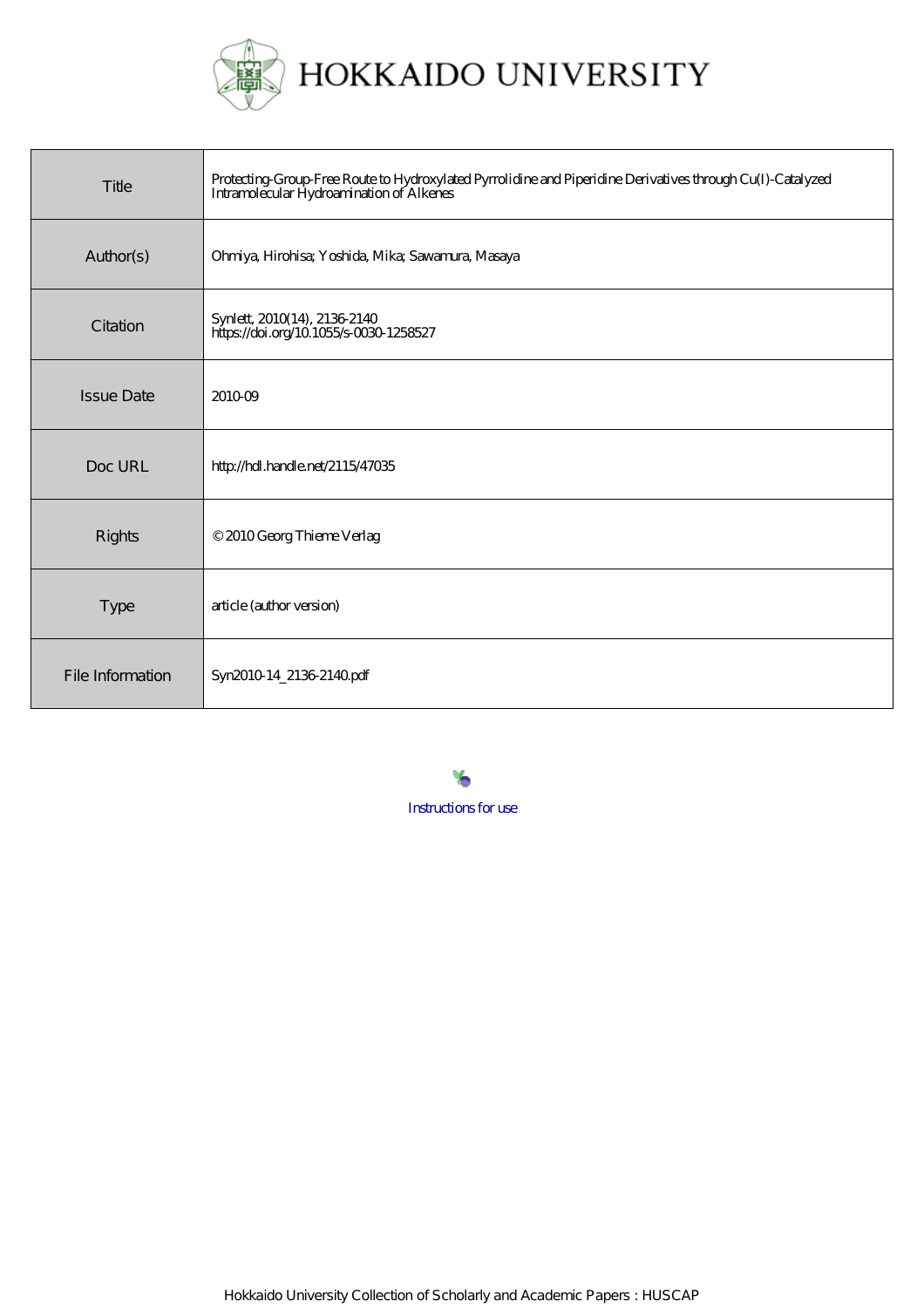# HOKKAIDO UNIVERSITY

| | |
|---|---|
| Title | Protecting-Group-Free Route to Hydroxylated Pyrrolidine and Piperidine Derivatives through Cu(I)-Catalyzed Intramolecular Hydroamination of Alkenes |
| Author(s) | Ohmiya, Hirohisa; Yoshida, Mika; Sawamura, Masaya |
| Citation | Synlett, 2010(14), 2136-2140<br>https://doi.org/10.1055/s-0030-1258527 |
| Issue Date | 2010-09 |
| Doc URL | http://hdl.handle.net/2115/47035 |
| Rights | © 2010 Georg Thieme Verlag |
| Type | article (author version) |
| File Information | Syn2010-14_2136-2140.pdf |

Instructions for use

Hokkaido University Collection of Scholarly and Academic Papers : HUSCAP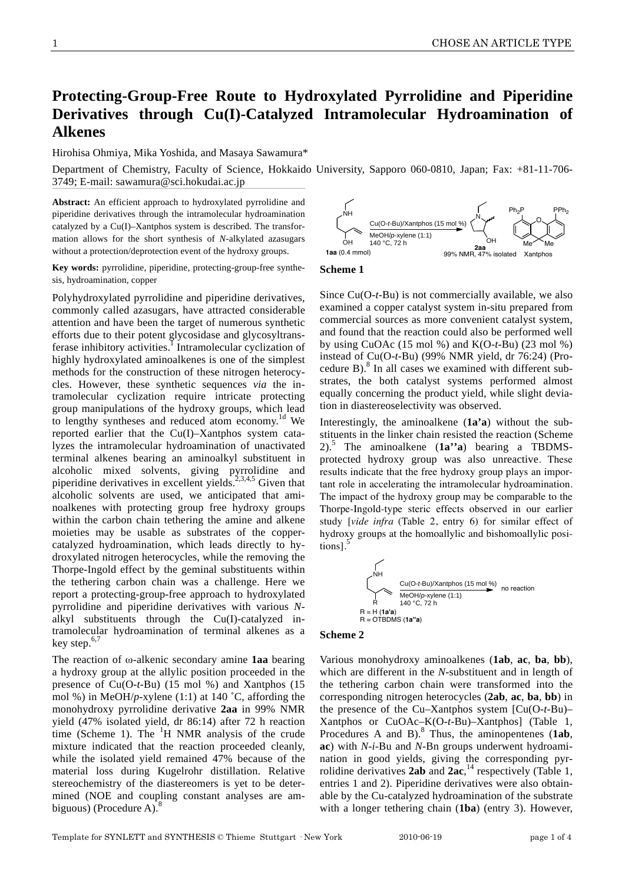# Protecting-Group-Free Route to Hydroxylated Pyrrolidine and Piperidine Derivatives through Cu(I)-Catalyzed Intramolecular Hydroamination of Alkenes

Hirohisa Ohmiya, Mika Yoshida, and Masaya Sawamura*

Department of Chemistry, Faculty of Science, Hokkaido University, Sapporo 060-0810, Japan; Fax: +81-11-706-3749; E-mail: sawamura@sci.hokudai.ac.jp

**Abstract:** An efficient approach to hydroxylated pyrrolidine and piperidine derivatives through the intramolecular hydroamination catalyzed by a Cu(I)–Xantphos system is described. The transformation allows for the short synthesis of *N*-alkylated azasugars without a protection/deprotection event of the hydroxy groups.

**Key words:** pyrrolidine, piperidine, protecting-group-free synthesis, hydroamination, copper

Polyhydroxylated pyrrolidine and piperidine derivatives, commonly called azasugars, have attracted considerable attention and have been the target of numerous synthetic efforts due to their potent glycosidase and glycosyltransferase inhibitory activities.[1] Intramolecular cyclization of highly hydroxylated aminoalkenes is one of the simplest methods for the construction of these nitrogen heterocycles. However, these synthetic sequences *via* the intramolecular cyclization require intricate protecting group manipulations of the hydroxy groups, which lead to lengthy syntheses and reduced atom economy.[1d] We reported earlier that the Cu(I)–Xantphos system catalyzes the intramolecular hydroamination of unactivated terminal alkenes bearing an aminoalkyl substituent in alcoholic mixed solvents, giving pyrrolidine and piperidine derivatives in excellent yields.[2,3,4,5] Given that alcoholic solvents are used, we anticipated that aminoalkenes with protecting group free hydroxy groups within the carbon chain tethering the amine and alkene moieties may be usable as substrates of the copper-catalyzed hydroamination, which leads directly to hydroxylated nitrogen heterocycles, while the removing the Thorpe-Ingold effect by the geminal substituents within the tethering carbon chain was a challenge. Here we report a protecting-group-free approach to hydroxylated pyrrolidine and piperidine derivatives with various *N*-alkyl substituents through the Cu(I)-catalyzed intramolecular hydroamination of terminal alkenes as a key step.[6,7]

The reaction of ω-alkenic secondary amine **1aa** bearing a hydroxy group at the allylic position proceeded in the presence of Cu(O-*t*-Bu) (15 mol %) and Xantphos (15 mol %) in MeOH/*p*-xylene (1:1) at 140 °C, affording the monohydroxy pyrrolidine derivative **2aa** in 99% NMR yield (47% isolated yield, dr 86:14) after 72 h reaction time (Scheme 1). The $^1$H NMR analysis of the crude mixture indicated that the reaction proceeded cleanly, while the isolated yield remained 47% because of the material loss during Kugelrohr distillation. Relative stereochemistry of the diastereomers is yet to be determined (NOE and coupling constant analyses are ambiguous) (Procedure A).[8]

**1aa** (0.4 mmol) → Cu(O-*t*-Bu)/Xantphos (15 mol %), MeOH/*p*-xylene (1:1), 140 °C, 72 h → **2aa** 99% NMR, 47% isolated; Xantphos

**Scheme 1**

Since Cu(O-*t*-Bu) is not commercially available, we also examined a copper catalyst system in-situ prepared from commercial sources as more convenient catalyst system, and found that the reaction could also be performed well by using CuOAc (15 mol %) and K(O-*t*-Bu) (23 mol %) instead of Cu(O-*t*-Bu) (99% NMR yield, dr 76:24) (Procedure B).[8] In all cases we examined with different substrates, the both catalyst systems performed almost equally concerning the product yield, while slight deviation in diastereoselectivity was observed.

Interestingly, the aminoalkene (**1a'a**) without the substituents in the linker chain resisted the reaction (Scheme 2).[5] The aminoalkene (**1a''a**) bearing a TBDMS-protected hydroxy group was also unreactive. These results indicate that the free hydroxy group plays an important role in accelerating the intramolecular hydroamination. The impact of the hydroxy group may be comparable to the Thorpe-Ingold-type steric effects observed in our earlier study [*vide infra* (Table 2, entry 6) for similar effect of hydroxy groups at the homoallylic and bishomoallylic positions].[5]

R = H (**1a'a**), R = OTBDMS (**1a''a**) → Cu(O-*t*-Bu)/Xantphos (15 mol %), MeOH/*p*-xylene (1:1), 140 °C, 72 h → no reaction

**Scheme 2**

Various monohydroxy aminoalkenes (**1ab**, **ac**, **ba**, **bb**), which are different in the *N*-substituent and in length of the tethering carbon chain were transformed into the corresponding nitrogen heterocycles (**2ab**, **ac**, **ba**, **bb**) in the presence of the Cu–Xantphos system [Cu(O-*t*-Bu)–Xantphos or CuOAc–K(O-*t*-Bu)–Xantphos] (Table 1, Procedures A and B).[8] Thus, the aminopentenes (**1ab**, **ac**) with *N*-*i*-Bu and *N*-Bn groups underwent hydroamination in good yields, giving the corresponding pyrrolidine derivatives **2ab** and **2ac**,[14] respectively (Table 1, entries 1 and 2). Piperidine derivatives were also obtainable by the Cu-catalyzed hydroamination of the substrate with a longer tethering chain (**1ba**) (entry 3). However,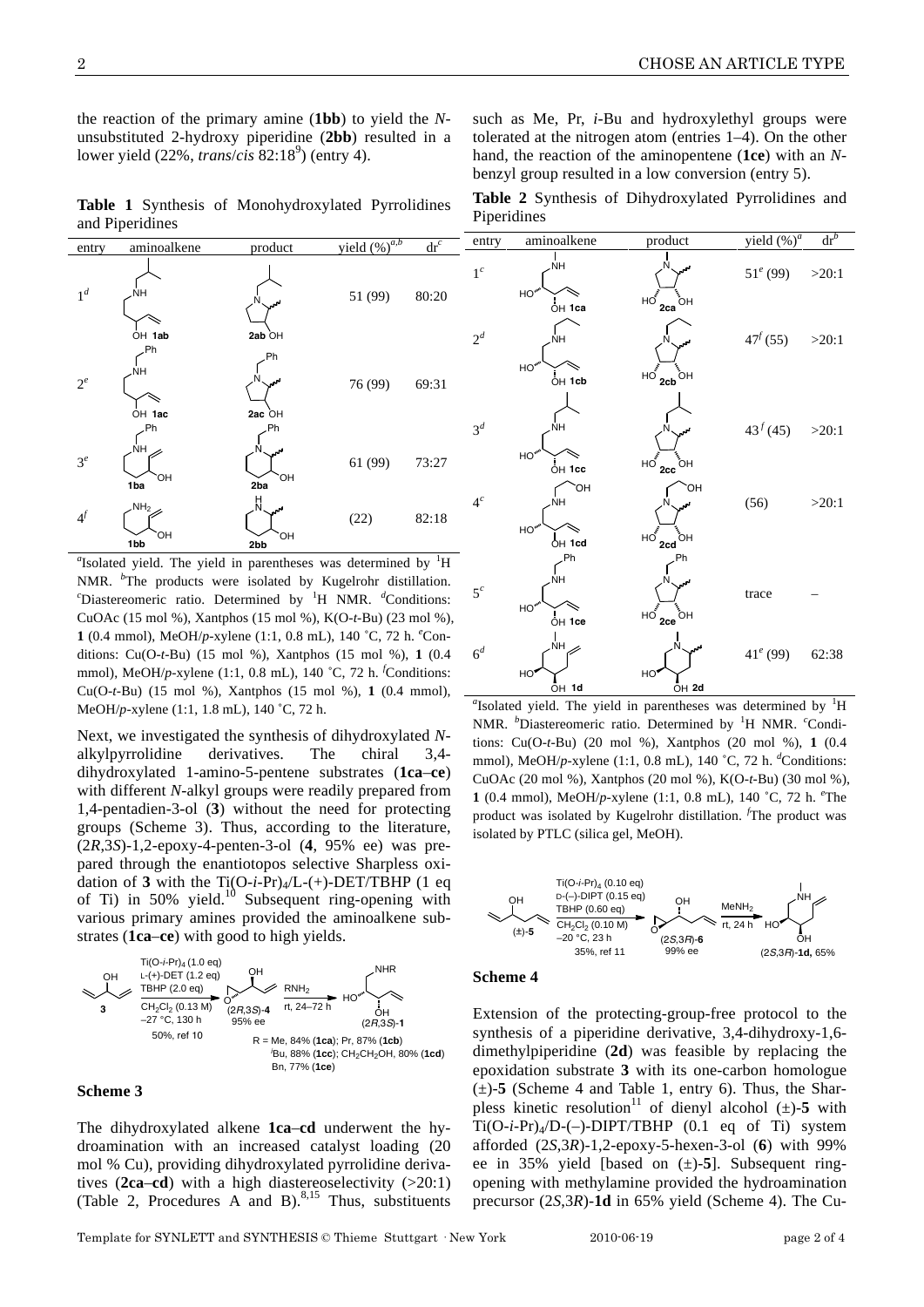the reaction of the primary amine (**1bb**) to yield the *N*-unsubstituted 2-hydroxy piperidine (**2bb**) resulted in a lower yield (22%, *trans*/*cis* 82:18[9]) (entry 4).

**Table 1** Synthesis of Monohydroxylated Pyrrolidines and Piperidines

| entry | aminoalkene | product | yield (%)[a,b] | dr[c] |
|---|---|---|---|---|
| 1[d] | **1ab** | **2ab** | 51 (99) | 80:20 |
| 2[e] | **1ac** | **2ac** | 76 (99) | 69:31 |
| 3[e] | **1ba** | **2ba** | 61 (99) | 73:27 |
| 4[f] | **1bb** | **2bb** | (22) | 82:18 |

[a]Isolated yield. The yield in parentheses was determined by $^{1}$H NMR. [b]The products were isolated by Kugelrohr distillation. [c]Diastereomeric ratio. Determined by $^{1}$H NMR. [d]Conditions: CuOAc (15 mol %), Xantphos (15 mol %), K(O-*t*-Bu) (23 mol %), **1** (0.4 mmol), MeOH/*p*-xylene (1:1, 0.8 mL), 140 °C, 72 h. [e]Conditions: Cu(O-*t*-Bu) (15 mol %), Xantphos (15 mol %), **1** (0.4 mmol), MeOH/*p*-xylene (1:1, 0.8 mL), 140 °C, 72 h. [f]Conditions: Cu(O-*t*-Bu) (15 mol %), Xantphos (15 mol %), **1** (0.4 mmol), MeOH/*p*-xylene (1:1, 1.8 mL), 140 °C, 72 h.

Next, we investigated the synthesis of dihydroxylated *N*-alkylpyrrolidine derivatives. The chiral 3,4-dihydroxylated 1-amino-5-pentene substrates (**1ca**–**ce**) with different *N*-alkyl groups were readily prepared from 1,4-pentadien-3-ol (**3**) without the need for protecting groups (Scheme 3). Thus, according to the literature, (2*R*,3*S*)-1,2-epoxy-4-penten-3-ol (**4**, 95% ee) was prepared through the enantiotopos selective Sharpless oxidation of **3** with the Ti(O-*i*-Pr)$_4$/L-(+)-DET/TBHP (1 eq of Ti) in 50% yield.[10] Subsequent ring-opening with various primary amines provided the aminoalkene substrates (**1ca**–**ce**) with good to high yields.

Ti(O-*i*-Pr)$_4$ (1.0 eq), L-(+)-DET (1.2 eq), TBHP (2.0 eq), CH$_2$Cl$_2$ (0.13 M), –27 °C, 130 h, 50%, ref 10: **3** → (2*R*,3*S*)-**4** 95% ee; RNH$_2$, rt, 24–72 h → (2*R*,3*S*)-**1**

R = Me, 84% (**1ca**); Pr, 87% (**1cb**); *i*Bu, 88% (**1cc**); CH$_2$CH$_2$OH, 80% (**1cd**); Bn, 77% (**1ce**)

**Scheme 3**

The dihydroxylated alkene **1ca**–**cd** underwent the hydroamination with an increased catalyst loading (20 mol % Cu), providing dihydroxylated pyrrolidine derivatives (**2ca**–**cd**) with a high diastereoselectivity (>20:1) (Table 2, Procedures A and B).[8,15] Thus, substituents such as Me, Pr, *i*-Bu and hydroxylethyl groups were tolerated at the nitrogen atom (entries 1–4). On the other hand, the reaction of the aminopentene (**1ce**) with an *N*-benzyl group resulted in a low conversion (entry 5).

**Table 2** Synthesis of Dihydroxylated Pyrrolidines and Piperidines

| entry | aminoalkene | product | yield (%)[a] | dr[b] |
|---|---|---|---|---|
| 1[c] | **1ca** | **2ca** | 51[e] (99) | >20:1 |
| 2[d] | **1cb** | **2cb** | 47[f] (55) | >20:1 |
| 3[d] | **1cc** | **2cc** | 43[f] (45) | >20:1 |
| 4[c] | **1cd** | **2cd** | (56) | >20:1 |
| 5[c] | **1ce** | **2ce** | trace | – |
| 6[d] | **1d** | **2d** | 41[e] (99) | 62:38 |

[a]Isolated yield. The yield in parentheses was determined by $^{1}$H NMR. [b]Diastereomeric ratio. Determined by $^{1}$H NMR. [c]Conditions: Cu(O-*t*-Bu) (20 mol %), Xantphos (20 mol %), **1** (0.4 mmol), MeOH/*p*-xylene (1:1, 0.8 mL), 140 °C, 72 h. [d]Conditions: CuOAc (20 mol %), Xantphos (20 mol %), K(O-*t*-Bu) (30 mol %), **1** (0.4 mmol), MeOH/*p*-xylene (1:1, 0.8 mL), 140 °C, 72 h. [e]The product was isolated by Kugelrohr distillation. [f]The product was isolated by PTLC (silica gel, MeOH).

Ti(O-*i*-Pr)$_4$ (0.10 eq), D-(–)-DIPT (0.15 eq), TBHP (0.60 eq), CH$_2$Cl$_2$ (0.10 M), –20 °C, 23 h, 35%, ref 11: (±)-**5** → (2*S*,3*R*)-**6** 99% ee; MeNH$_2$, rt, 24 h → (2*S*,3*R*)-**1d**, 65%

**Scheme 4**

Extension of the protecting-group-free protocol to the synthesis of a piperidine derivative, 3,4-dihydroxy-1,6-dimethylpiperidine (**2d**) was feasible by replacing the epoxidation substrate **3** with its one-carbon homologue (±)-**5** (Scheme 4 and Table 1, entry 6). Thus, the Sharpless kinetic resolution[11] of dienyl alcohol (±)-**5** with Ti(O-*i*-Pr)$_4$/D-(–)-DIPT/TBHP (0.1 eq of Ti) system afforded (2*S*,3*R*)-1,2-epoxy-5-hexen-3-ol (**6**) with 99% ee in 35% yield [based on (±)-**5**]. Subsequent ring-opening with methylamine provided the hydroamination precursor (2*S*,3*R*)-**1d** in 65% yield (Scheme 4). The Cu-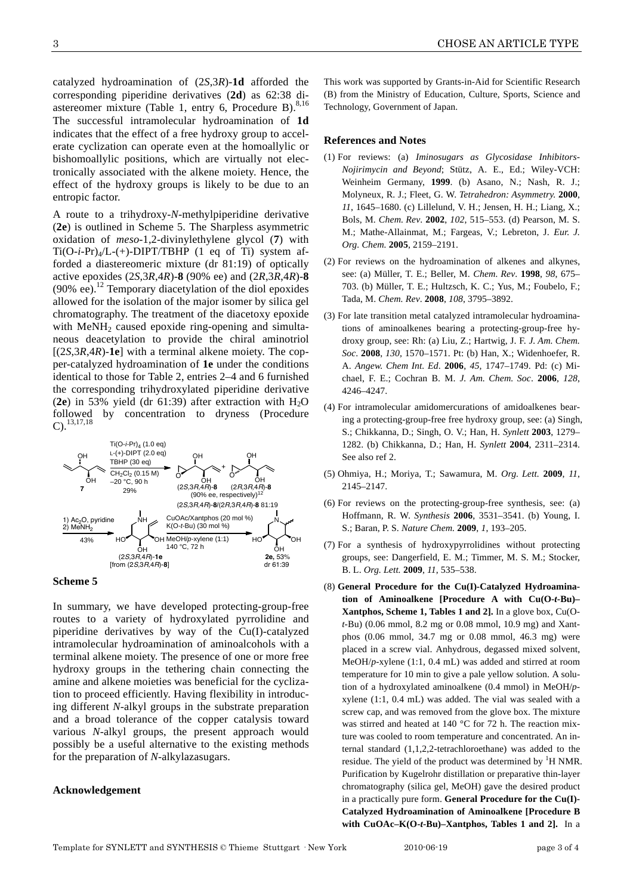catalyzed hydroamination of (2*S*,3*R*)-**1d** afforded the corresponding piperidine derivatives (**2d**) as 62:38 diastereomer mixture (Table 1, entry 6, Procedure B).[8,16] The successful intramolecular hydroamination of **1d** indicates that the effect of a free hydroxy group to accelerate cyclization can operate even at the homoallylic or bishomoallylic positions, which are virtually not electronically associated with the alkene moiety. Hence, the effect of the hydroxy groups is likely to be due to an entropic factor.

A route to a trihydroxy-*N*-methylpiperidine derivative (**2e**) is outlined in Scheme 5. The Sharpless asymmetric oxidation of *meso*-1,2-divinylethylene glycol (**7**) with Ti(O-*i*-Pr)$_4$/L-(+)-DIPT/TBHP (1 eq of Ti) system afforded a diastereomeric mixture (dr 81:19) of optically active epoxides (2*S*,3*R*,4*R*)-**8** (90% ee) and (2*R*,3*R*,4*R*)-**8** (90% ee).[12] Temporary diacetylation of the diol epoxides allowed for the isolation of the major isomer by silica gel chromatography. The treatment of the diacetoxy epoxide with $MeNH_2$ caused epoxide ring-opening and simultaneous deacetylation to provide the chiral aminotriol [(2*S*,3*R*,4*R*)-**1e**] with a terminal alkene moiety. The copper-catalyzed hydroamination of **1e** under the conditions identical to those for Table 2, entries 2–4 and 6 furnished the corresponding trihydroxylated piperidine derivative (**2e**) in 53% yield (dr 61:39) after extraction with $H_2O$ followed by concentration to dryness (Procedure C).[13,17,18]

**Scheme 5**

In summary, we have developed protecting-group-free routes to a variety of hydroxylated pyrrolidine and piperidine derivatives by way of the Cu(I)-catalyzed intramolecular hydroamination of aminoalcohols with a terminal alkene moiety. The presence of one or more free hydroxy groups in the tethering chain connecting the amine and alkene moieties was beneficial for the cyclization to proceed efficiently. Having flexibility in introducing different *N*-alkyl groups in the substrate preparation and a broad tolerance of the copper catalysis toward various *N*-alkyl groups, the present approach would possibly be a useful alternative to the existing methods for the preparation of *N*-alkylazasugars.

## Acknowledgement

This work was supported by Grants-in-Aid for Scientific Research (B) from the Ministry of Education, Culture, Sports, Science and Technology, Government of Japan.

## References and Notes

(1) For reviews: (a) *Iminosugars as Glycosidase Inhibitors-Nojirimycin and Beyond*; Stütz, A. E., Ed.; Wiley-VCH: Weinheim Germany, **1999**. (b) Asano, N.; Nash, R. J.; Molyneux, R. J.; Fleet, G. W. *Tetrahedron: Asymmetry.* **2000**, *11*, 1645–1680. (c) Lillelund, V. H.; Jensen, H. H.; Liang, X.; Bols, M. *Chem. Rev.* **2002**, *102*, 515–553. (d) Pearson, M. S. M.; Mathe-Allainmat, M.; Fargeas, V.; Lebreton, J. *Eur. J. Org. Chem.* **2005**, 2159–2191.

(2) For reviews on the hydroamination of alkenes and alkynes, see: (a) Müller, T. E.; Beller, M. *Chem. Rev.* **1998**, *98*, 675–703. (b) Müller, T. E.; Hultzsch, K. C.; Yus, M.; Foubelo, F.; Tada, M. *Chem. Rev*. **2008**, *108*, 3795–3892.

(3) For late transition metal catalyzed intramolecular hydroaminations of aminoalkenes bearing a protecting-group-free hydroxy group, see: Rh: (a) Liu, Z.; Hartwig, J. F. *J. Am. Chem. Soc*. **2008**, *130*, 1570–1571. Pt: (b) Han, X.; Widenhoefer, R. A. *Angew. Chem Int. Ed*. **2006**, *45*, 1747–1749. Pd: (c) Michael, F. E.; Cochran B. M. *J. Am. Chem. Soc*. **2006**, *128*, 4246–4247.

(4) For intramolecular amidomercurations of amidoalkenes bearing a protecting-group-free free hydroxy group, see: (a) Singh, S.; Chikkanna, D.; Singh, O. V.; Han, H. *Synlett* **2003**, 1279–1282. (b) Chikkanna, D.; Han, H. *Synlett* **2004**, 2311–2314. See also ref 2.

(5) Ohmiya, H.; Moriya, T.; Sawamura, M. *Org. Lett.* **2009**, *11*, 2145–2147.

(6) For reviews on the protecting-group-free synthesis, see: (a) Hoffmann, R. W. *Synthesis* **2006**, 3531–3541. (b) Young, I. S.; Baran, P. S. *Nature Chem.* **2009**, *1*, 193–205.

(7) For a synthesis of hydroxypyrrolidines without protecting groups, see: Dangerfield, E. M.; Timmer, M. S. M.; Stocker, B. L. *Org. Lett.* **2009**, *11*, 535–538.

(8) **General Procedure for the Cu(I)-Catalyzed Hydroamination of Aminoalkene [Procedure A with Cu(O-*t*-Bu)–Xantphos, Scheme 1, Tables 1 and 2].** In a glove box, Cu(O-*t*-Bu) (0.06 mmol, 8.2 mg or 0.08 mmol, 10.9 mg) and Xantphos (0.06 mmol, 34.7 mg or 0.08 mmol, 46.3 mg) were placed in a screw vial. Anhydrous, degassed mixed solvent, MeOH/*p*-xylene (1:1, 0.4 mL) was added and stirred at room temperature for 10 min to give a pale yellow solution. A solution of a hydroxylated aminoalkene (0.4 mmol) in MeOH/*p*-xylene (1:1, 0.4 mL) was added. The vial was sealed with a screw cap, and was removed from the glove box. The mixture was stirred and heated at 140 °C for 72 h. The reaction mixture was cooled to room temperature and concentrated. An internal standard (1,1,2,2-tetrachloroethane) was added to the residue. The yield of the product was determined by $^1$H NMR. Purification by Kugelrohr distillation or preparative thin-layer chromatography (silica gel, MeOH) gave the desired product in a practically pure form. **General Procedure for the Cu(I)-Catalyzed Hydroamination of Aminoalkene [Procedure B with CuOAc–K(O-*t*-Bu)–Xantphos, Tables 1 and 2].** In a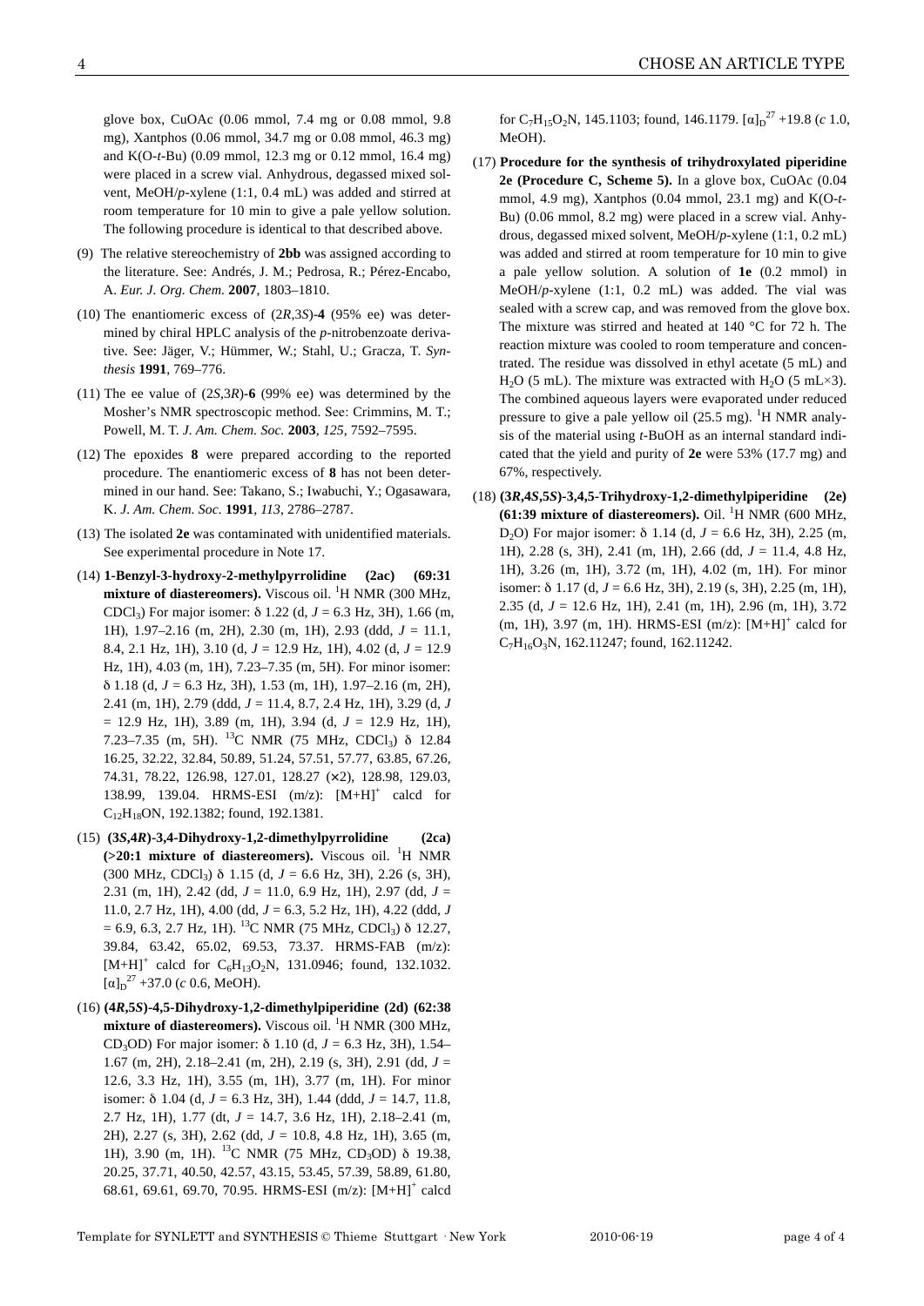glove box, CuOAc (0.06 mmol, 7.4 mg or 0.08 mmol, 9.8 mg), Xantphos (0.06 mmol, 34.7 mg or 0.08 mmol, 46.3 mg) and K(O-*t*-Bu) (0.09 mmol, 12.3 mg or 0.12 mmol, 16.4 mg) were placed in a screw vial. Anhydrous, degassed mixed solvent, MeOH/*p*-xylene (1:1, 0.4 mL) was added and stirred at room temperature for 10 min to give a pale yellow solution. The following procedure is identical to that described above.

(9) The relative stereochemistry of **2bb** was assigned according to the literature. See: Andrés, J. M.; Pedrosa, R.; Pérez-Encabo, A. *Eur. J. Org. Chem.* **2007**, 1803–1810.

(10) The enantiomeric excess of (2*R*,3*S*)-**4** (95% ee) was determined by chiral HPLC analysis of the *p*-nitrobenzoate derivative. See: Jäger, V.; Hümmer, W.; Stahl, U.; Gracza, T. *Synthesis* **1991**, 769–776.

(11) The ee value of (2*S*,3*R*)-**6** (99% ee) was determined by the Mosher's NMR spectroscopic method. See: Crimmins, M. T.; Powell, M. T. *J. Am. Chem. Soc.* **2003**, *125*, 7592–7595.

(12) The epoxides **8** were prepared according to the reported procedure. The enantiomeric excess of **8** has not been determined in our hand. See: Takano, S.; Iwabuchi, Y.; Ogasawara, K. *J. Am. Chem. Soc.* **1991**, *113*, 2786–2787.

(13) The isolated **2e** was contaminated with unidentified materials. See experimental procedure in Note 17.

(14) **1-Benzyl-3-hydroxy-2-methylpyrrolidine (2ac) (69:31 mixture of diastereomers).** Viscous oil. $^1$H NMR (300 MHz, $CDCl_3$) For major isomer: δ 1.22 (d, *J* = 6.3 Hz, 3H), 1.66 (m, 1H), 1.97–2.16 (m, 2H), 2.30 (m, 1H), 2.93 (ddd, *J* = 11.1, 8.4, 2.1 Hz, 1H), 3.10 (d, *J* = 12.9 Hz, 1H), 4.02 (d, *J* = 12.9 Hz, 1H), 4.03 (m, 1H), 7.23–7.35 (m, 5H). For minor isomer: δ 1.18 (d, *J* = 6.3 Hz, 3H), 1.53 (m, 1H), 1.97–2.16 (m, 2H), 2.41 (m, 1H), 2.79 (ddd, *J* = 11.4, 8.7, 2.4 Hz, 1H), 3.29 (d, *J* = 12.9 Hz, 1H), 3.89 (m, 1H), 3.94 (d, *J* = 12.9 Hz, 1H), 7.23–7.35 (m, 5H). $^{13}$C NMR (75 MHz, $CDCl_3$) δ 12.84 16.25, 32.22, 32.84, 50.89, 51.24, 57.51, 57.77, 63.85, 67.26, 74.31, 78.22, 126.98, 127.01, 128.27 (×2), 128.98, 129.03, 138.99, 139.04. HRMS-ESI (m/z): $[M+H]^+$ calcd for $C_{12}H_{18}ON$, 192.1382; found, 192.1381.

(15) **(3*S*,4*R*)-3,4-Dihydroxy-1,2-dimethylpyrrolidine (2ca) (>20:1 mixture of diastereomers).** Viscous oil. $^1$H NMR (300 MHz, $CDCl_3$) δ 1.15 (d, *J* = 6.6 Hz, 3H), 2.26 (s, 3H), 2.31 (m, 1H), 2.42 (dd, *J* = 11.0, 6.9 Hz, 1H), 2.97 (dd, *J* = 11.0, 2.7 Hz, 1H), 4.00 (dd, *J* = 6.3, 5.2 Hz, 1H), 4.22 (ddd, *J* = 6.9, 6.3, 2.7 Hz, 1H). $^{13}$C NMR (75 MHz, $CDCl_3$) δ 12.27, 39.84, 63.42, 65.02, 69.53, 73.37. HRMS-FAB (m/z): $[M+H]^+$ calcd for $C_6H_{13}O_2N$, 131.0946; found, 132.1032. $[\alpha]_D^{27}$ +37.0 (*c* 0.6, MeOH).

(16) **(4*R*,5*S*)-4,5-Dihydroxy-1,2-dimethylpiperidine (2d) (62:38 mixture of diastereomers).** Viscous oil. $^1$H NMR (300 MHz, $CD_3OD$) For major isomer: δ 1.10 (d, *J* = 6.3 Hz, 3H), 1.54–1.67 (m, 2H), 2.18–2.41 (m, 2H), 2.19 (s, 3H), 2.91 (dd, *J* = 12.6, 3.3 Hz, 1H), 3.55 (m, 1H), 3.77 (m, 1H). For minor isomer: δ 1.04 (d, *J* = 6.3 Hz, 3H), 1.44 (ddd, *J* = 14.7, 11.8, 2.7 Hz, 1H), 1.77 (dt, *J* = 14.7, 3.6 Hz, 1H), 2.18–2.41 (m, 2H), 2.27 (s, 3H), 2.62 (dd, *J* = 10.8, 4.8 Hz, 1H), 3.65 (m, 1H), 3.90 (m, 1H). $^{13}$C NMR (75 MHz, $CD_3OD$) δ 19.38, 20.25, 37.71, 40.50, 42.57, 43.15, 53.45, 57.39, 58.89, 61.80, 68.61, 69.61, 69.70, 70.95. HRMS-ESI (m/z): $[M+H]^+$ calcd for $C_7H_{15}O_2N$, 145.1103; found, 146.1179. $[\alpha]_D^{27}$ +19.8 (*c* 1.0, MeOH).

(17) **Procedure for the synthesis of trihydroxylated piperidine 2e (Procedure C, Scheme 5).** In a glove box, CuOAc (0.04 mmol, 4.9 mg), Xantphos (0.04 mmol, 23.1 mg) and K(O-*t*-Bu) (0.06 mmol, 8.2 mg) were placed in a screw vial. Anhydrous, degassed mixed solvent, MeOH/*p*-xylene (1:1, 0.2 mL) was added and stirred at room temperature for 10 min to give a pale yellow solution. A solution of **1e** (0.2 mmol) in MeOH/*p*-xylene (1:1, 0.2 mL) was added. The vial was sealed with a screw cap, and was removed from the glove box. The mixture was stirred and heated at 140 °C for 72 h. The reaction mixture was cooled to room temperature and concentrated. The residue was dissolved in ethyl acetate (5 mL) and $H_2O$ (5 mL). The mixture was extracted with $H_2O$ (5 mL×3). The combined aqueous layers were evaporated under reduced pressure to give a pale yellow oil (25.5 mg). $^1$H NMR analysis of the material using *t*-BuOH as an internal standard indicated that the yield and purity of **2e** were 53% (17.7 mg) and 67%, respectively.

(18) **(3*R*,4*S*,5*S*)-3,4,5-Trihydroxy-1,2-dimethylpiperidine (2e) (61:39 mixture of diastereomers).** Oil. $^1$H NMR (600 MHz, $D_2O$) For major isomer: δ 1.14 (d, *J* = 6.6 Hz, 3H), 2.25 (m, 1H), 2.28 (s, 3H), 2.41 (m, 1H), 2.66 (dd, *J* = 11.4, 4.8 Hz, 1H), 3.26 (m, 1H), 3.72 (m, 1H), 4.02 (m, 1H). For minor isomer: δ 1.17 (d, *J* = 6.6 Hz, 3H), 2.19 (s, 3H), 2.25 (m, 1H), 2.35 (d, *J* = 12.6 Hz, 1H), 2.41 (m, 1H), 2.96 (m, 1H), 3.72 (m, 1H), 3.97 (m, 1H). HRMS-ESI (m/z): $[M+H]^+$ calcd for $C_7H_{16}O_3N$, 162.11247; found, 162.11242.